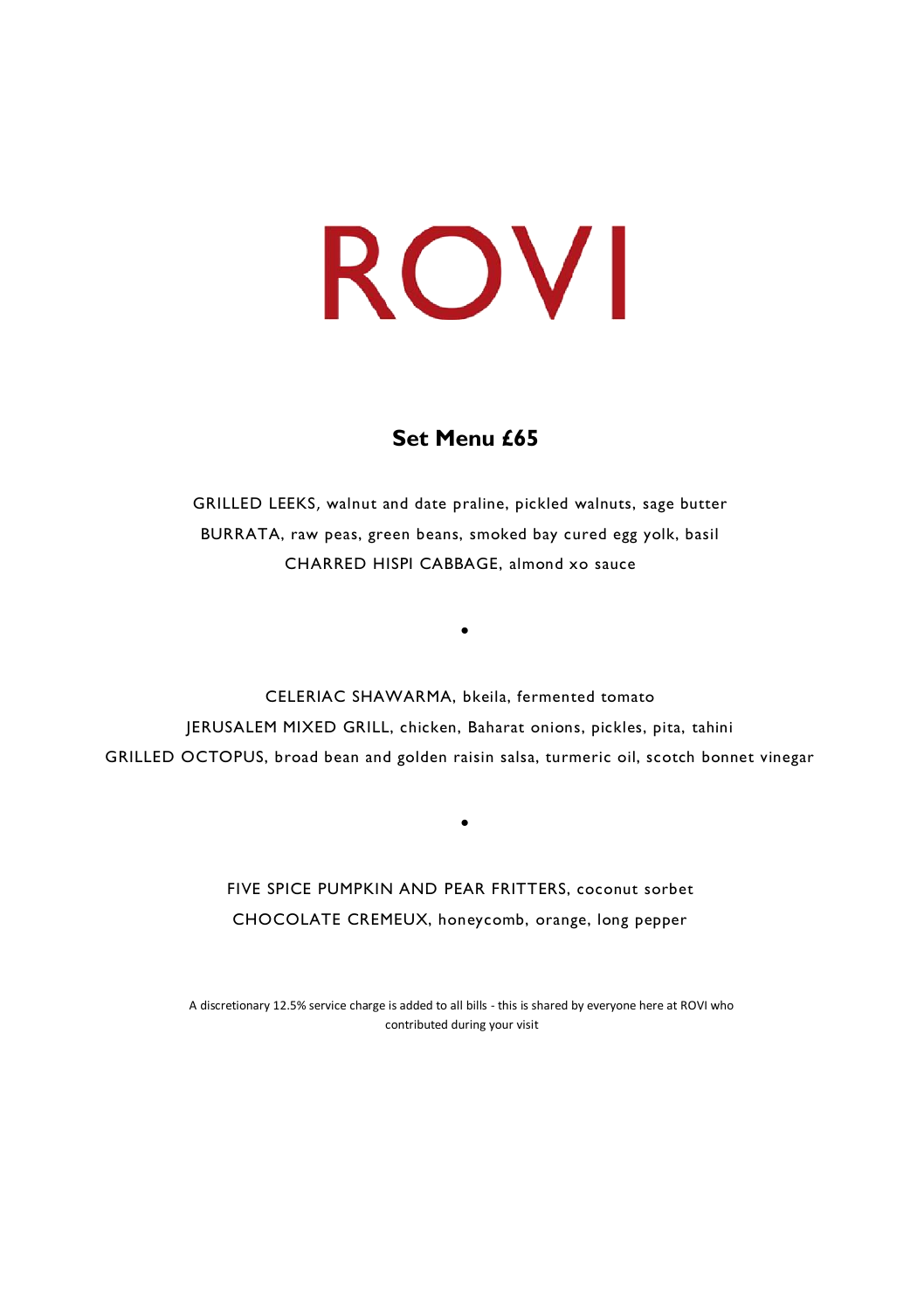# ROVI

## Set Menu £65

GRILLED LEEKS, walnut and date praline, pickled walnuts, sage butter

BURRATA, raw peas, green beans, smoked bay cured egg yolk, basil

CHARRED HISPI CABBAGE, almond xo sauce

•

CELERIAC SHAWARMA, bkeila, fermented tomato

JERUSALEM MIXED GRILL, chicken, Baharat onions, pickles, pita, tahini

GRILLED OCTOPUS, broad bean and golden raisin salsa, turmeric oil, scotch bonnet vinegar

•

FIVE SPICE PUMPKIN AND PEAR FRITTERS, coconut sorbet

CHOCOLATE CREMEUX, honeycomb, orange, long pepper

A discretionary 12.5% service charge is added to all bills - this is shared by everyone here at ROVI who contributed during your visit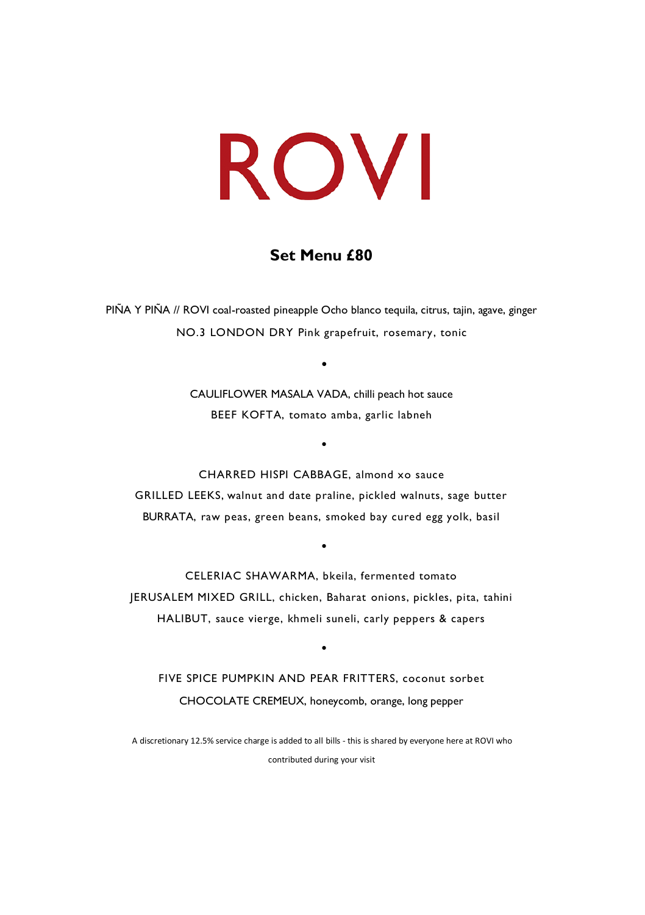# ROVI

## **Set Menu £80**

PIÑA Y PIÑA // ROVI coal-roasted pineapple Ocho blanco tequila, citrus, tajin, agave, ginger

NO.3 LONDON DRY Pink grapefruit, rosemary, tonic

•

CAULIFLOWER MASALA VADA, chilli peach hot sauce

BEEF KOFTA, tomato amba, garlic labneh

•

CHARRED HISPI CABBAGE, almond xo sauce

GRILLED LEEKS, walnut and date praline, pickled walnuts, sage butter

BURRATA, raw peas, green beans, smoked bay cured egg yolk, basil

•

CELERIAC SHAWARMA, bkeila, fermented tomato

JERUSALEM MIXED GRILL, chicken, Baharat onions, pickles, pita, tahini

HALIBUT, sauce vierge, khmeli suneli, carly peppers & capers

•

FIVE SPICE PUMPKIN AND PEAR FRITTERS, coconut sorbet

CHOCOLATE CREMEUX, honeycomb, orange, long pepper

A discretionary 12.5% service charge is added to all bills - this is shared by everyone here at ROVI who contributed during your visit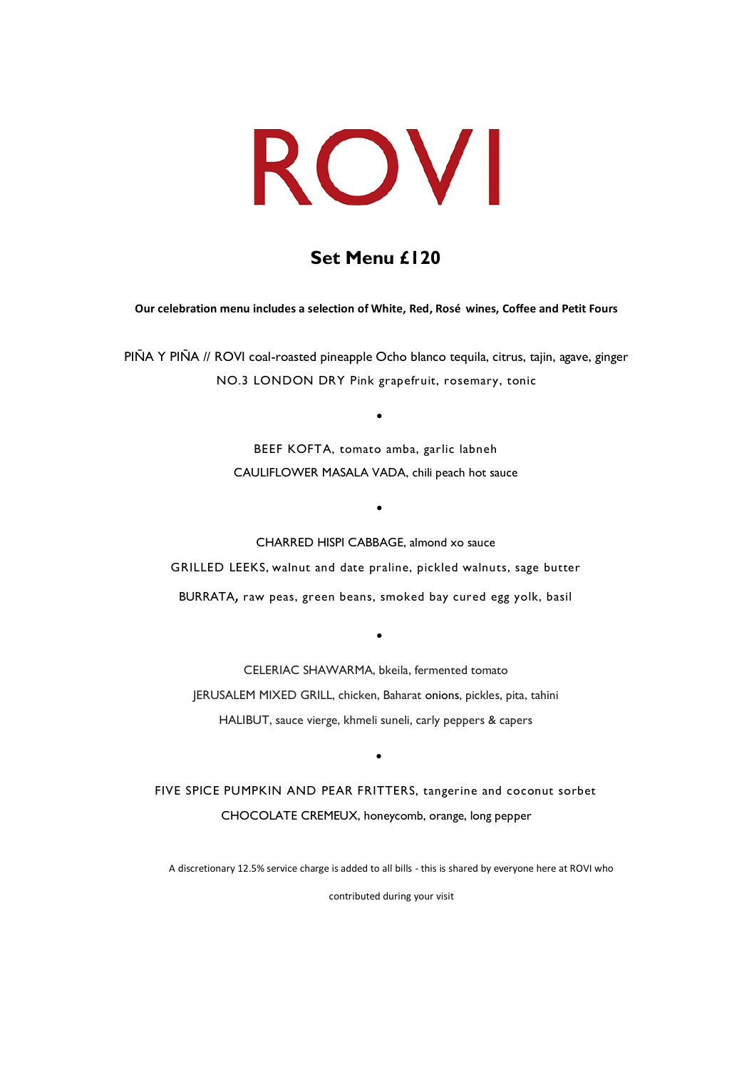# ROVI

## Set Menu £120

**Our celebration menu includes a selection of White, Red, Rosé wines, Coffee and Petit Fours**

PIÑA Y PIÑA // ROVI coal-roasted pineapple Ocho blanco tequila, citrus, tajin, agave, ginger

NO.3 LONDON DRY Pink grapefruit, rosemary, tonic

•

BEEF KOFTA, tomato amba, garlic labneh

CAULIFLOWER MASALA VADA, chili peach hot sauce

•

CHARRED HISPI CABBAGE, almond xo sauce

GRILLED LEEKS, walnut and date praline, pickled walnuts, sage butter

BURRATA, raw peas, green beans, smoked bay cured egg yolk, basil

•

CELERIAC SHAWARMA, bkeila, fermented tomato

JERUSALEM MIXED GRILL, chicken, Baharat onions, pickles, pita, tahini

HALIBUT, sauce vierge, khmeli suneli, carly peppers & capers

•

FIVE SPICE PUMPKIN AND PEAR FRITTERS, tangerine and coconut sorbet

CHOCOLATE CREMEUX, honeycomb, orange, long pepper

A discretionary 12.5% service charge is added to all bills - this is shared by everyone here at ROVI who contributed during your visit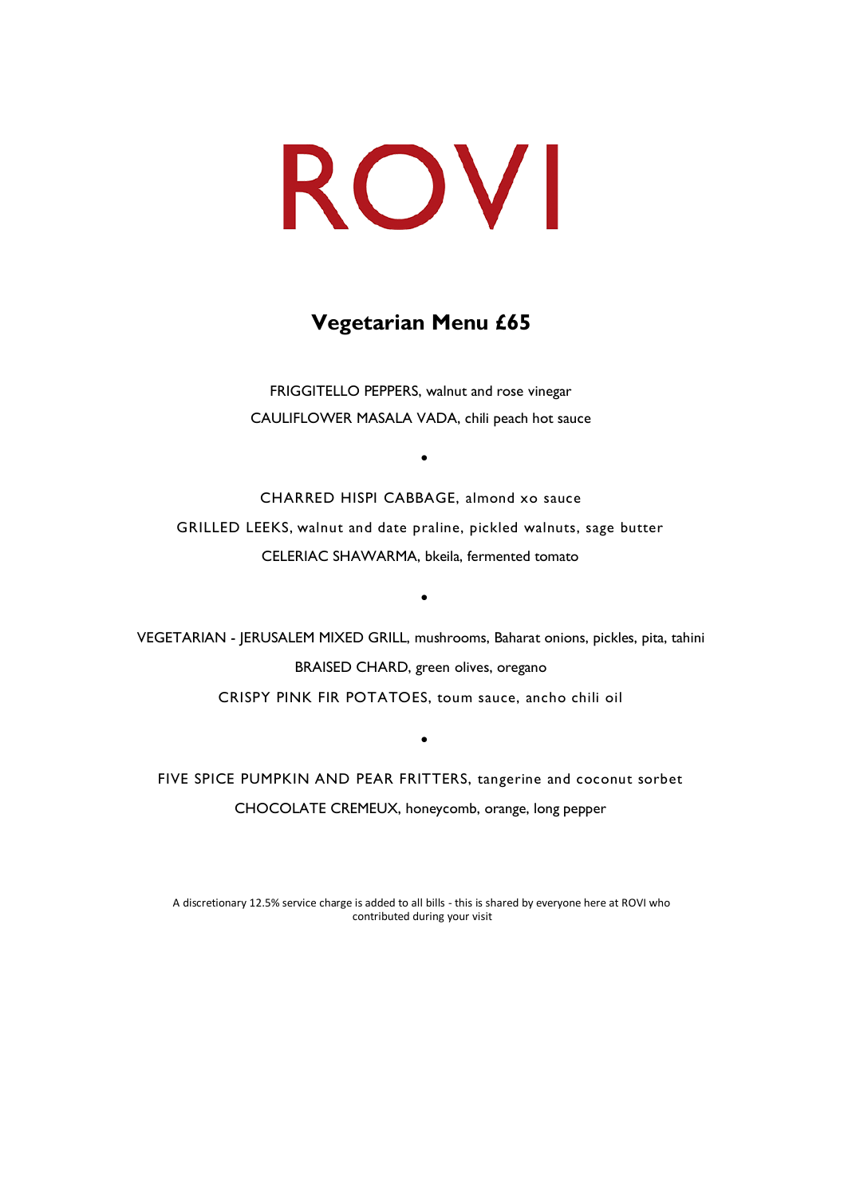# ROVI

## Vegetarian Menu £65

FRIGGITELLO PEPPERS, walnut and rose vinegar

CAULIFLOWER MASALA VADA, chili peach hot sauce

•

CHARRED HISPI CABBAGE, almond xo sauce

GRILLED LEEKS, walnut and date praline, pickled walnuts, sage butter

CELERIAC SHAWARMA, bkeila, fermented tomato

•

VEGETARIAN - JERUSALEM MIXED GRILL, mushrooms, Baharat onions, pickles, pita, tahini

BRAISED CHARD, green olives, oregano

CRISPY PINK FIR POTATOES, toum sauce, ancho chili oil

•

FIVE SPICE PUMPKIN AND PEAR FRITTERS, tangerine and coconut sorbet

CHOCOLATE CREMEUX, honeycomb, orange, long pepper

A discretionary 12.5% service charge is added to all bills - this is shared by everyone here at ROVI who contributed during your visit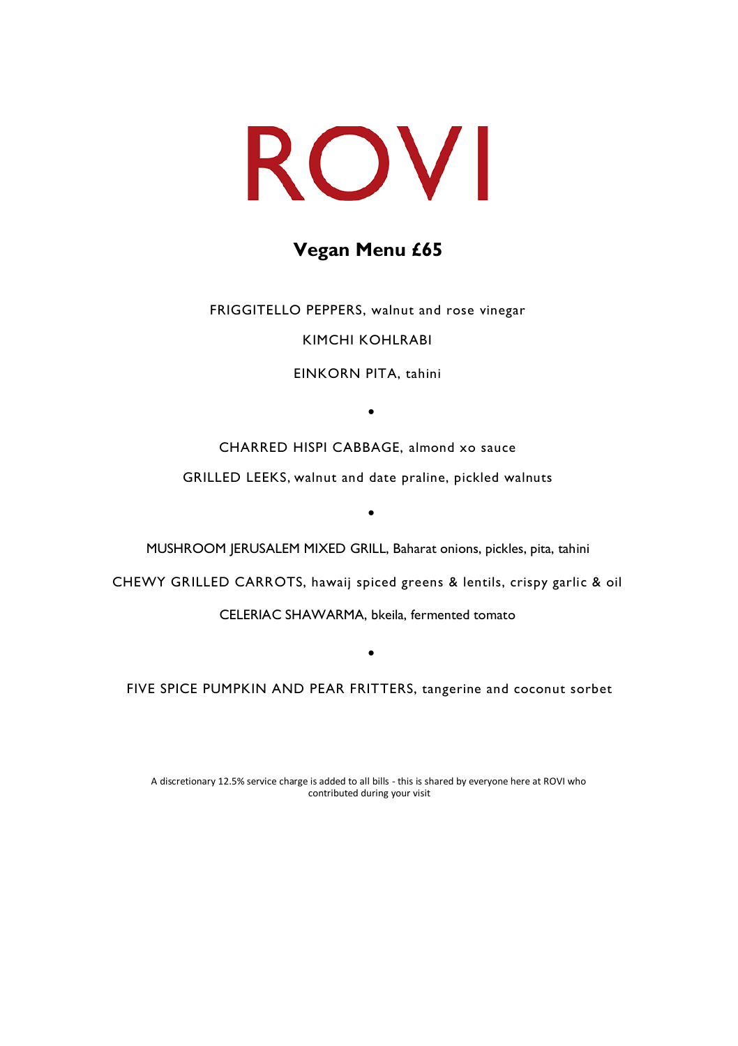# ROVI

## Vegan Menu £65

FRIGGITELLO PEPPERS, walnut and rose vinegar

KIMCHI KOHLRABI

EINKORN PITA, tahini

•

CHARRED HISPI CABBAGE, almond xo sauce

GRILLED LEEKS, walnut and date praline, pickled walnuts

•

MUSHROOM JERUSALEM MIXED GRILL, Baharat onions, pickles, pita, tahini

CHEWY GRILLED CARROTS, hawaij spiced greens & lentils, crispy garlic & oil

CELERIAC SHAWARMA, bkeila, fermented tomato

•

FIVE SPICE PUMPKIN AND PEAR FRITTERS, tangerine and coconut sorbet

A discretionary 12.5% service charge is added to all bills - this is shared by everyone here at ROVI who contributed during your visit